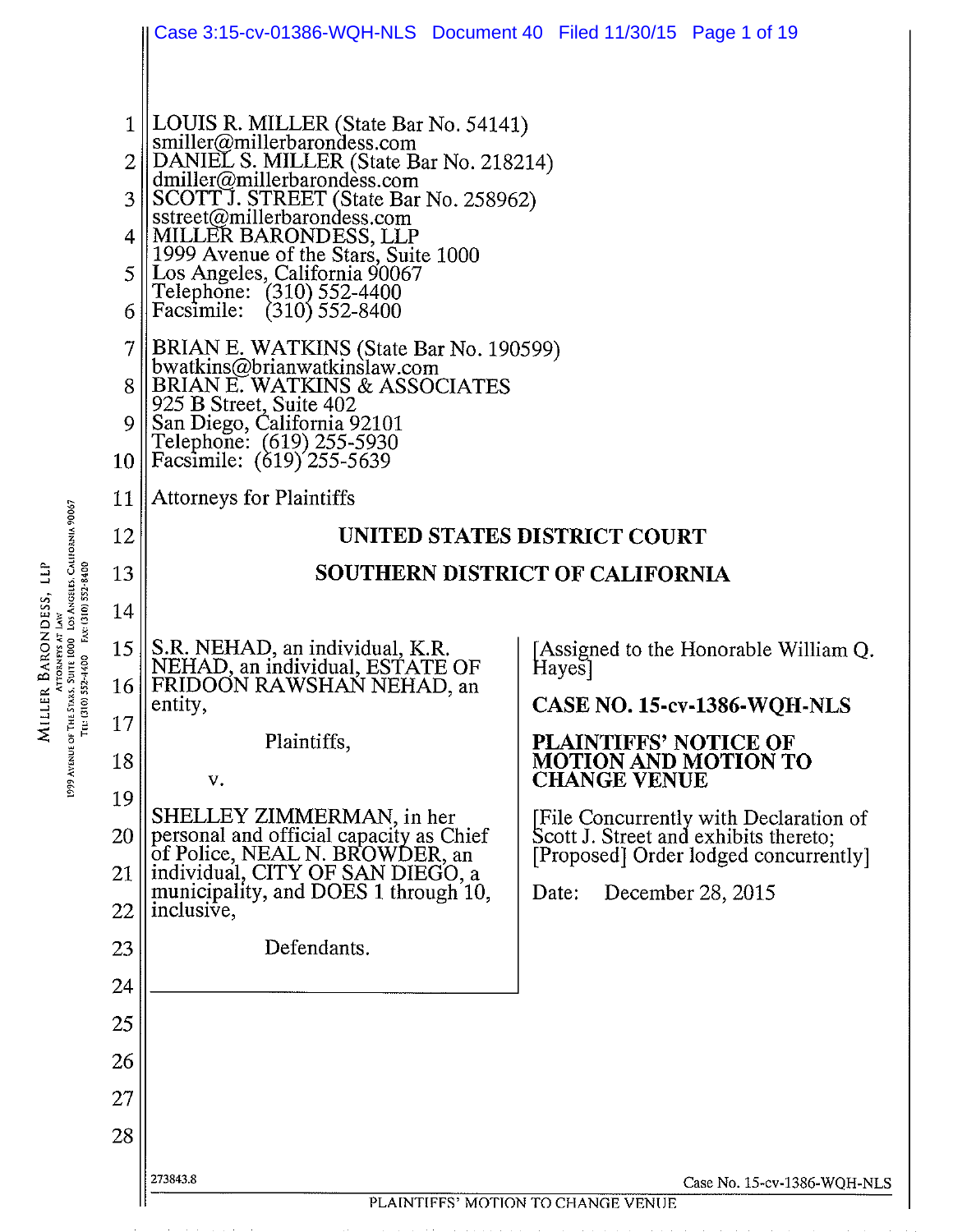LOUIS R. MILLER (State Bar No. 54141)
smiller@millerbarondess.com
DANIEL S. MILLER (State Bar No. 218214)
dmiller@millerbarondess.com
SCOTT J. STREET (State Bar No. 258962)
sstreet@millerbarondess.com
MILLER BARONDESS, LLP
1999 Avenue of the Stars, Suite 1000
Los Angeles, California 90067
Telephone: (310) 552-4400
Facsimile: (310) 552-8400

BRIAN E. WATKINS (State Bar No. 190599)
bwatkins@brianwatkinslaw.com
BRIAN E. WATKINS & ASSOCIATES
925 B Street, Suite 402
San Diego, California 92101
Telephone: (619) 255-5930
Facsimile: (619) 255-5639

Attorneys for Plaintiffs

**UNITED STATES DISTRICT COURT**

**SOUTHERN DISTRICT OF CALIFORNIA**

S.R. NEHAD, an individual, K.R. NEHAD, an individual, ESTATE OF FRIDOON RAWSHAN NEHAD, an entity,

Plaintiffs,

v.

SHELLEY ZIMMERMAN, in her personal and official capacity as Chief of Police, NEAL N. BROWDER, an individual, CITY OF SAN DIEGO, a municipality, and DOES 1 through 10, inclusive,

Defendants.

[Assigned to the Honorable William Q. Hayes]

**CASE NO. 15-cv-1386-WQH-NLS**

**PLAINTIFFS' NOTICE OF MOTION AND MOTION TO CHANGE VENUE**

[File Concurrently with Declaration of Scott J. Street and exhibits thereto; [Proposed] Order lodged concurrently]

Date: December 28, 2015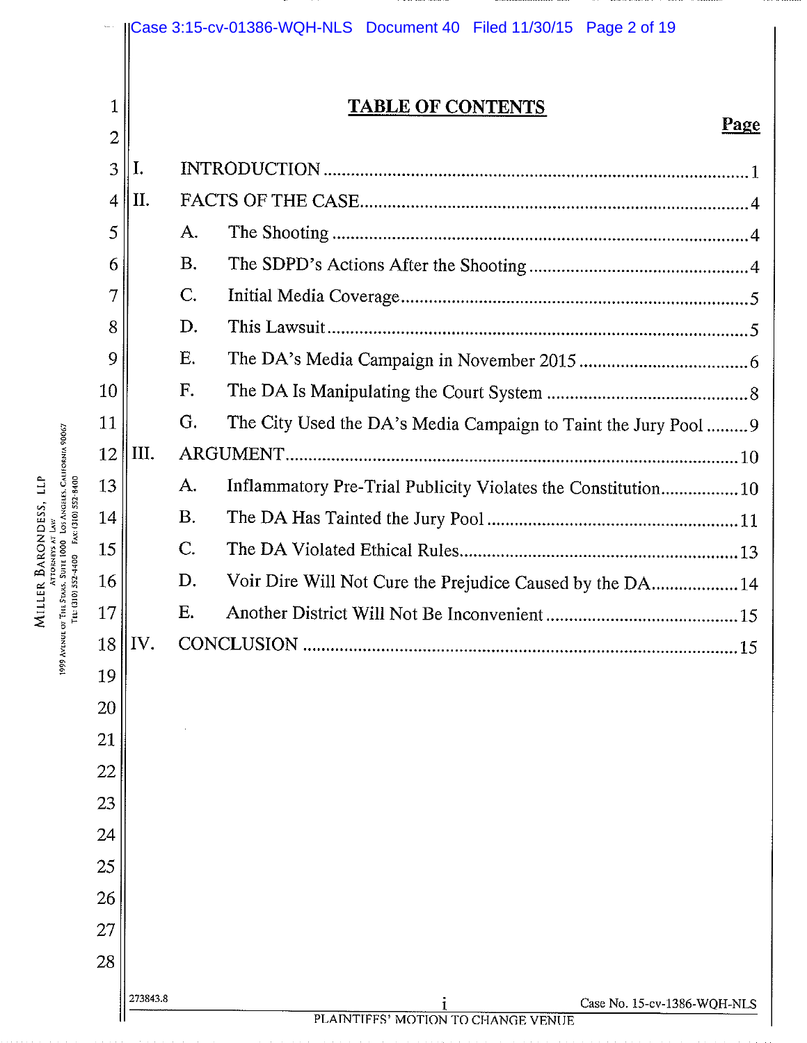# TABLE OF CONTENTS

| | | Page |
|---|---|---|
| I. | INTRODUCTION | 1 |
| II. | FACTS OF THE CASE | 4 |
| | A. The Shooting | 4 |
| | B. The SDPD's Actions After the Shooting | 4 |
| | C. Initial Media Coverage | 5 |
| | D. This Lawsuit | 5 |
| | E. The DA's Media Campaign in November 2015 | 6 |
| | F. The DA Is Manipulating the Court System | 8 |
| | G. The City Used the DA's Media Campaign to Taint the Jury Pool | 9 |
| III. | ARGUMENT | 10 |
| | A. Inflammatory Pre-Trial Publicity Violates the Constitution | 10 |
| | B. The DA Has Tainted the Jury Pool | 11 |
| | C. The DA Violated Ethical Rules | 13 |
| | D. Voir Dire Will Not Cure the Prejudice Caused by the DA | 14 |
| | E. Another District Will Not Be Inconvenient | 15 |
| IV. | CONCLUSION | 15 |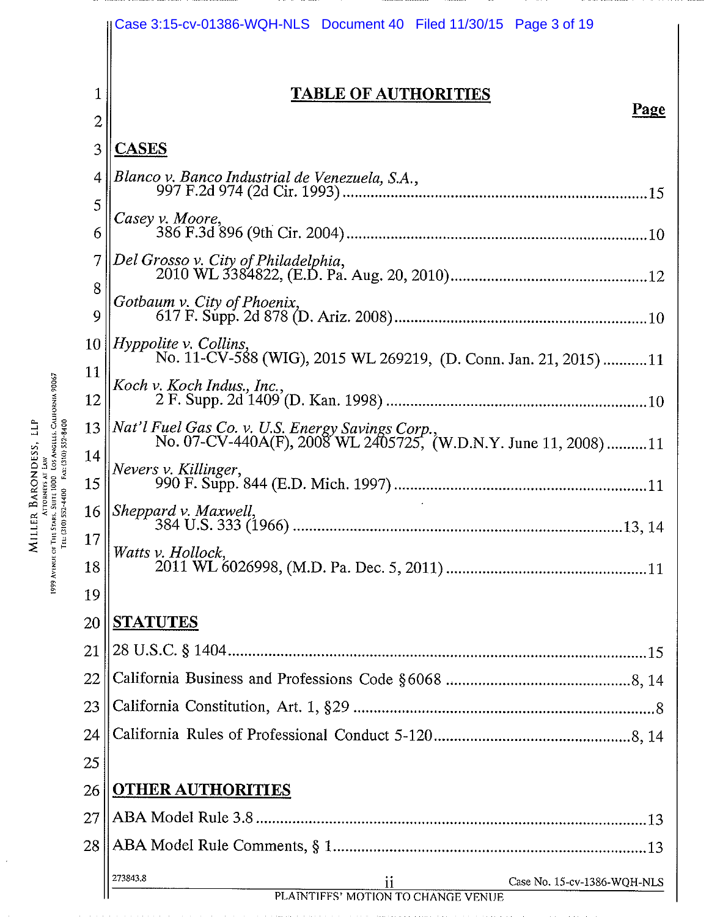# TABLE OF AUTHORITIES

**Page**

## CASES

*Blanco v. Banco Industrial de Venezuela, S.A.*,
997 F.2d 974 (2d Cir. 1993) .......... 15

*Casey v. Moore*,
386 F.3d 896 (9th Cir. 2004) .......... 10

*Del Grosso v. City of Philadelphia*,
2010 WL 3384822, (E.D. Pa. Aug. 20, 2010) .......... 12

*Gotbaum v. City of Phoenix*,
617 F. Supp. 2d 878 (D. Ariz. 2008) .......... 10

*Hyppolite v. Collins*,
No. 11-CV-588 (WIG), 2015 WL 269219, (D. Conn. Jan. 21, 2015) .......... 11

*Koch v. Koch Indus., Inc.*,
2 F. Supp. 2d 1409 (D. Kan. 1998) .......... 10

*Nat'l Fuel Gas Co. v. U.S. Energy Savings Corp.*,
No. 07-CV-440A(F), 2008 WL 2405725, (W.D.N.Y. June 11, 2008) .......... 11

*Nevers v. Killinger*,
990 F. Supp. 844 (E.D. Mich. 1997) .......... 11

*Sheppard v. Maxwell*,
384 U.S. 333 (1966) .......... 13, 14

*Watts v. Hollock*,
2011 WL 6026998, (M.D. Pa. Dec. 5, 2011) .......... 11

## STATUTES

28 U.S.C. § 1404 .......... 15

California Business and Professions Code §6068 .......... 8, 14

California Constitution, Art. 1, §29 .......... 8

California Rules of Professional Conduct 5-120 .......... 8, 14

## OTHER AUTHORITIES

ABA Model Rule 3.8 .......... 13

ABA Model Rule Comments, § 1 .......... 13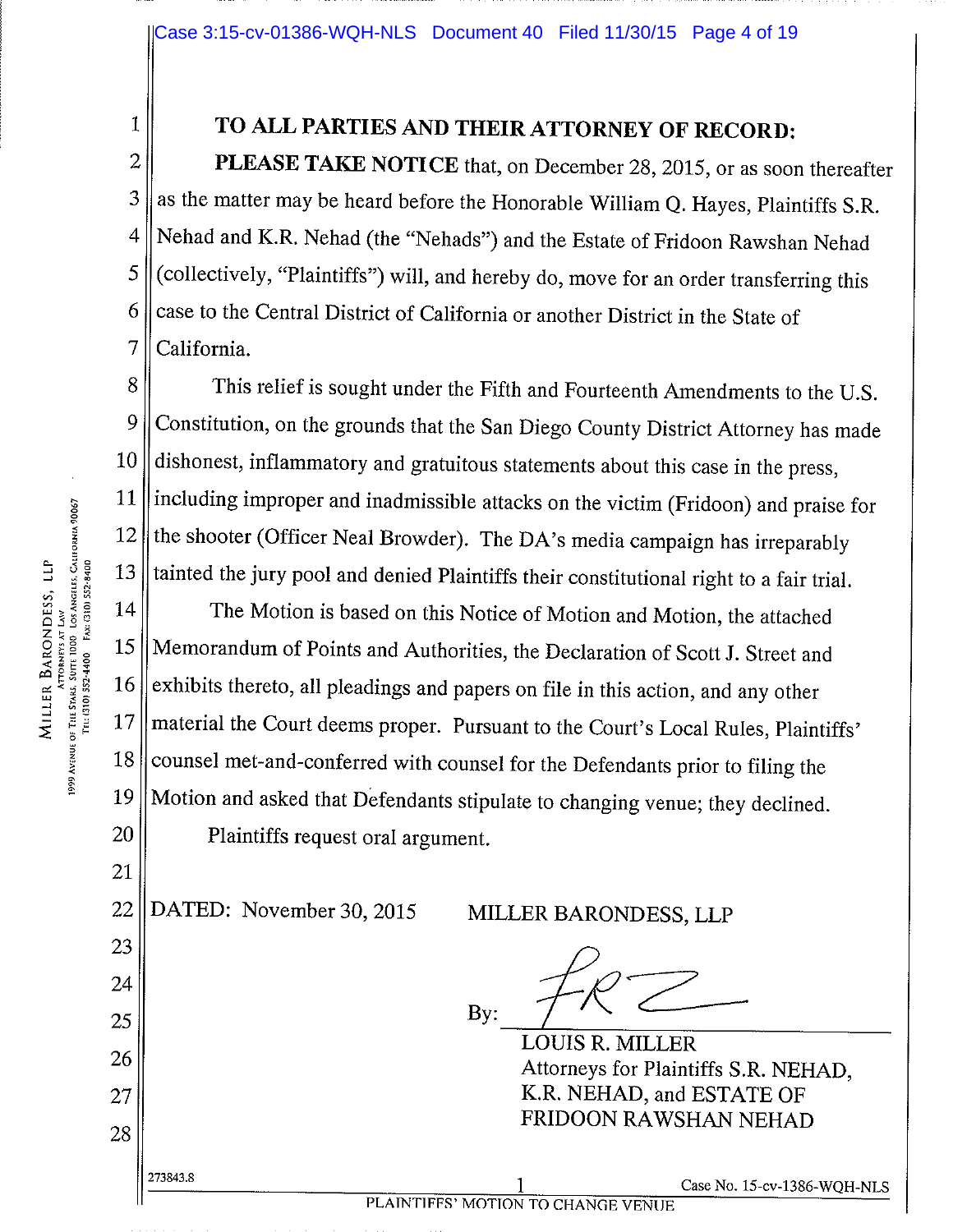**TO ALL PARTIES AND THEIR ATTORNEY OF RECORD:**

**PLEASE TAKE NOTICE** that, on December 28, 2015, or as soon thereafter as the matter may be heard before the Honorable William Q. Hayes, Plaintiffs S.R. Nehad and K.R. Nehad (the "Nehads") and the Estate of Fridoon Rawshan Nehad (collectively, "Plaintiffs") will, and hereby do, move for an order transferring this case to the Central District of California or another District in the State of California.

This relief is sought under the Fifth and Fourteenth Amendments to the U.S. Constitution, on the grounds that the San Diego County District Attorney has made dishonest, inflammatory and gratuitous statements about this case in the press, including improper and inadmissible attacks on the victim (Fridoon) and praise for the shooter (Officer Neal Browder). The DA's media campaign has irreparably tainted the jury pool and denied Plaintiffs their constitutional right to a fair trial.

The Motion is based on this Notice of Motion and Motion, the attached Memorandum of Points and Authorities, the Declaration of Scott J. Street and exhibits thereto, all pleadings and papers on file in this action, and any other material the Court deems proper. Pursuant to the Court's Local Rules, Plaintiffs' counsel met-and-conferred with counsel for the Defendants prior to filing the Motion and asked that Defendants stipulate to changing venue; they declined.

Plaintiffs request oral argument.

DATED: November 30, 2015

MILLER BARONDESS, LLP

By: ____________________
LOUIS R. MILLER
Attorneys for Plaintiffs S.R. NEHAD, K.R. NEHAD, and ESTATE OF FRIDOON RAWSHAN NEHAD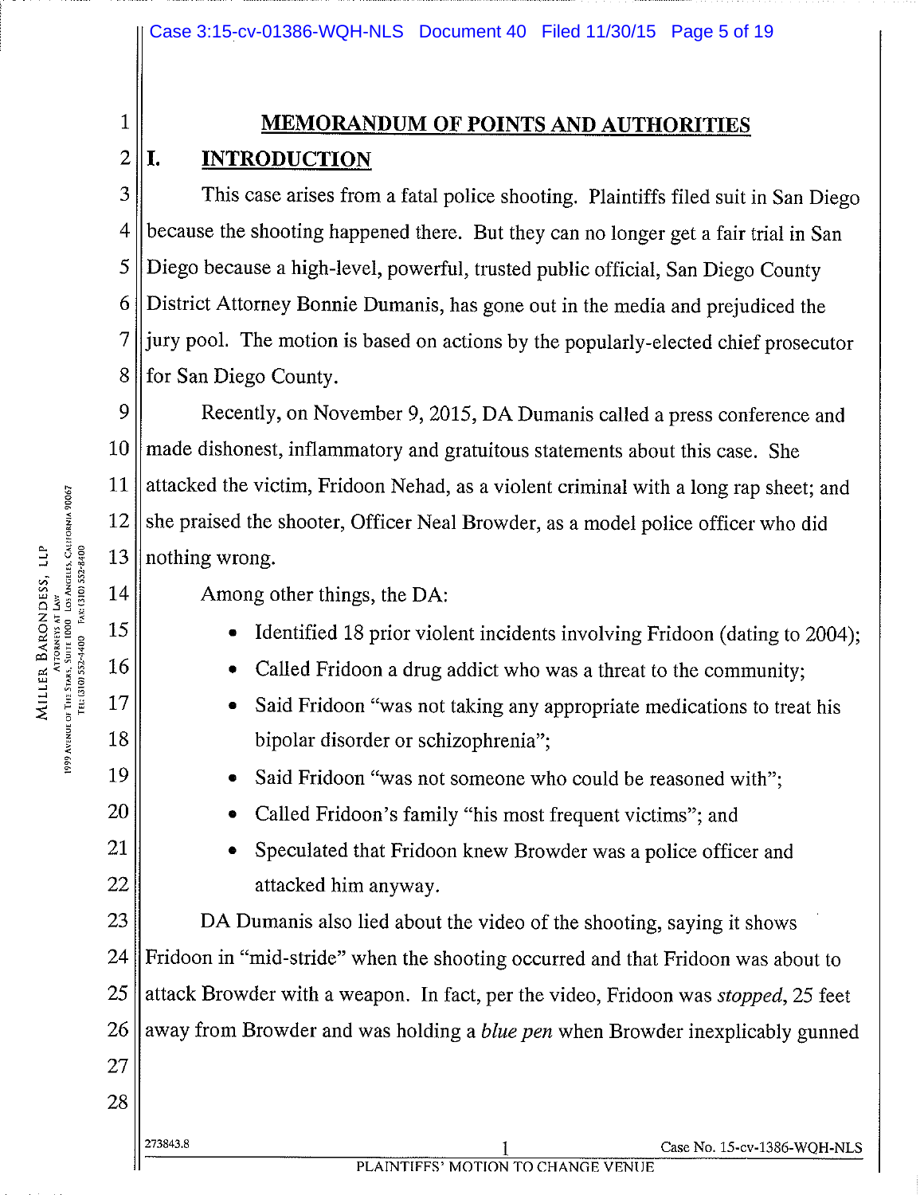# MEMORANDUM OF POINTS AND AUTHORITIES

## I. INTRODUCTION

This case arises from a fatal police shooting. Plaintiffs filed suit in San Diego because the shooting happened there. But they can no longer get a fair trial in San Diego because a high-level, powerful, trusted public official, San Diego County District Attorney Bonnie Dumanis, has gone out in the media and prejudiced the jury pool. The motion is based on actions by the popularly-elected chief prosecutor for San Diego County.

Recently, on November 9, 2015, DA Dumanis called a press conference and made dishonest, inflammatory and gratuitous statements about this case. She attacked the victim, Fridoon Nehad, as a violent criminal with a long rap sheet; and she praised the shooter, Officer Neal Browder, as a model police officer who did nothing wrong.

Among other things, the DA:

- Identified 18 prior violent incidents involving Fridoon (dating to 2004);
- Called Fridoon a drug addict who was a threat to the community;
- Said Fridoon "was not taking any appropriate medications to treat his bipolar disorder or schizophrenia";
- Said Fridoon "was not someone who could be reasoned with";
- Called Fridoon's family "his most frequent victims"; and
- Speculated that Fridoon knew Browder was a police officer and attacked him anyway.

DA Dumanis also lied about the video of the shooting, saying it shows Fridoon in "mid-stride" when the shooting occurred and that Fridoon was about to attack Browder with a weapon. In fact, per the video, Fridoon was *stopped*, 25 feet away from Browder and was holding a *blue pen* when Browder inexplicably gunned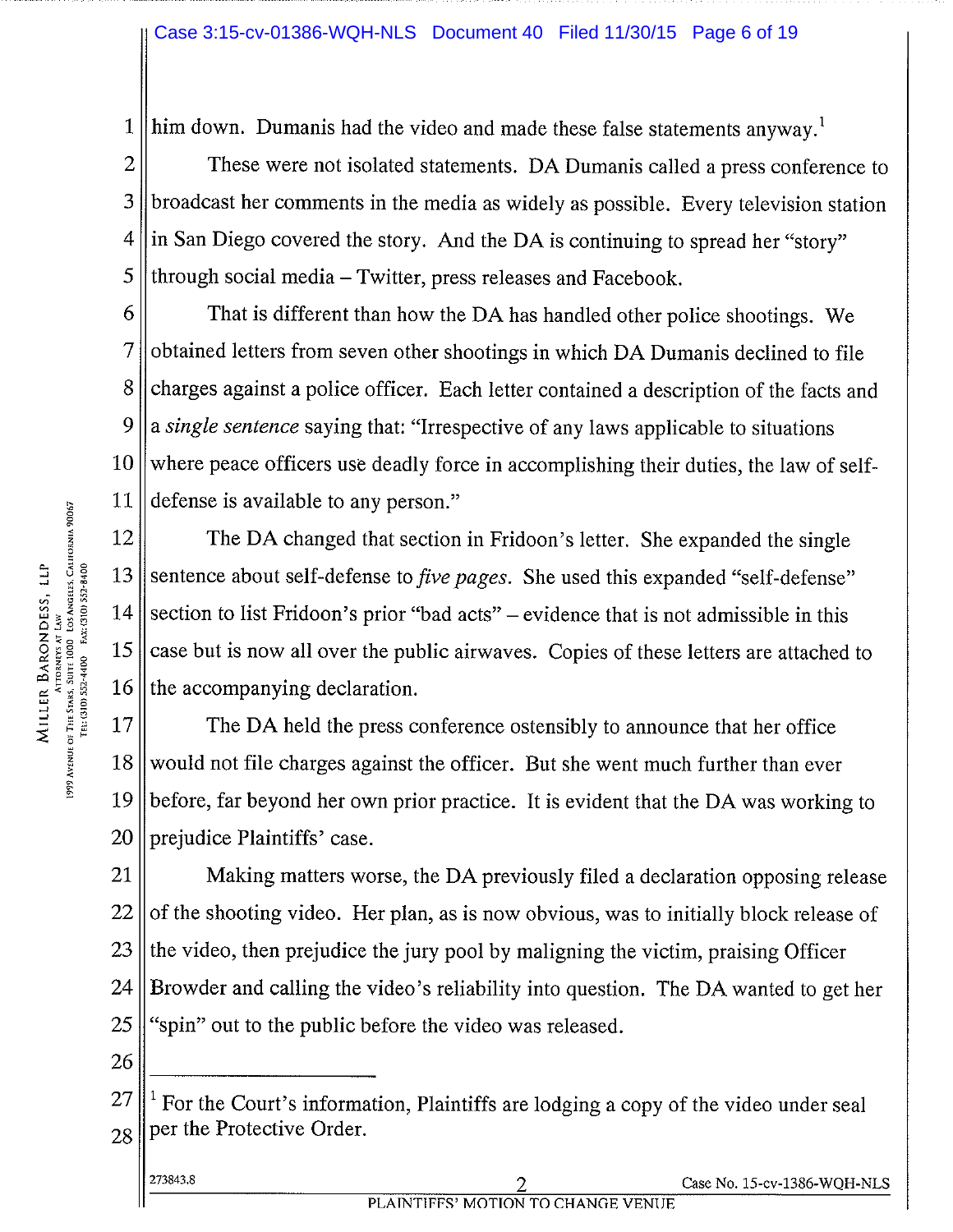him down. Dumanis had the video and made these false statements anyway.[1]

These were not isolated statements. DA Dumanis called a press conference to broadcast her comments in the media as widely as possible. Every television station in San Diego covered the story. And the DA is continuing to spread her "story" through social media – Twitter, press releases and Facebook.

That is different than how the DA has handled other police shootings. We obtained letters from seven other shootings in which DA Dumanis declined to file charges against a police officer. Each letter contained a description of the facts and a *single sentence* saying that: "Irrespective of any laws applicable to situations where peace officers use deadly force in accomplishing their duties, the law of self-defense is available to any person."

The DA changed that section in Fridoon's letter. She expanded the single sentence about self-defense to *five pages*. She used this expanded "self-defense" section to list Fridoon's prior "bad acts" – evidence that is not admissible in this case but is now all over the public airwaves. Copies of these letters are attached to the accompanying declaration.

The DA held the press conference ostensibly to announce that her office would not file charges against the officer. But she went much further than ever before, far beyond her own prior practice. It is evident that the DA was working to prejudice Plaintiffs' case.

Making matters worse, the DA previously filed a declaration opposing release of the shooting video. Her plan, as is now obvious, was to initially block release of the video, then prejudice the jury pool by maligning the victim, praising Officer Browder and calling the video's reliability into question. The DA wanted to get her "spin" out to the public before the video was released.

---

[1] For the Court's information, Plaintiffs are lodging a copy of the video under seal per the Protective Order.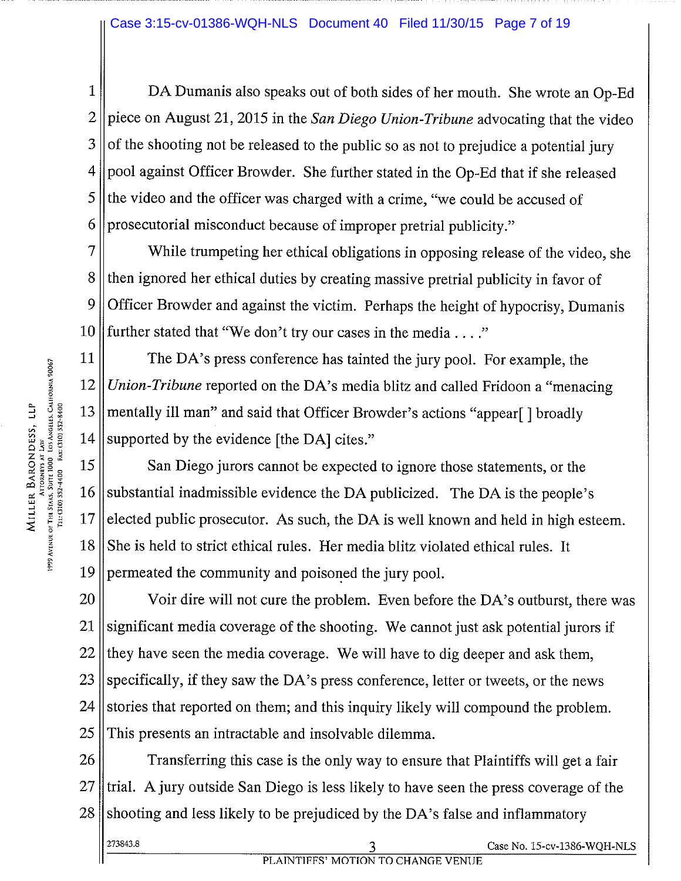DA Dumanis also speaks out of both sides of her mouth. She wrote an Op-Ed piece on August 21, 2015 in the *San Diego Union-Tribune* advocating that the video of the shooting not be released to the public so as not to prejudice a potential jury pool against Officer Browder. She further stated in the Op-Ed that if she released the video and the officer was charged with a crime, "we could be accused of prosecutorial misconduct because of improper pretrial publicity."

While trumpeting her ethical obligations in opposing release of the video, she then ignored her ethical duties by creating massive pretrial publicity in favor of Officer Browder and against the victim. Perhaps the height of hypocrisy, Dumanis further stated that "We don't try our cases in the media . . . ."

The DA's press conference has tainted the jury pool. For example, the *Union-Tribune* reported on the DA's media blitz and called Fridoon a "menacing mentally ill man" and said that Officer Browder's actions "appear[ ] broadly supported by the evidence [the DA] cites."

San Diego jurors cannot be expected to ignore those statements, or the substantial inadmissible evidence the DA publicized. The DA is the people's elected public prosecutor. As such, the DA is well known and held in high esteem. She is held to strict ethical rules. Her media blitz violated ethical rules. It permeated the community and poisoned the jury pool.

Voir dire will not cure the problem. Even before the DA's outburst, there was significant media coverage of the shooting. We cannot just ask potential jurors if they have seen the media coverage. We will have to dig deeper and ask them, specifically, if they saw the DA's press conference, letter or tweets, or the news stories that reported on them; and this inquiry likely will compound the problem. This presents an intractable and insolvable dilemma.

Transferring this case is the only way to ensure that Plaintiffs will get a fair trial. A jury outside San Diego is less likely to have seen the press coverage of the shooting and less likely to be prejudiced by the DA's false and inflammatory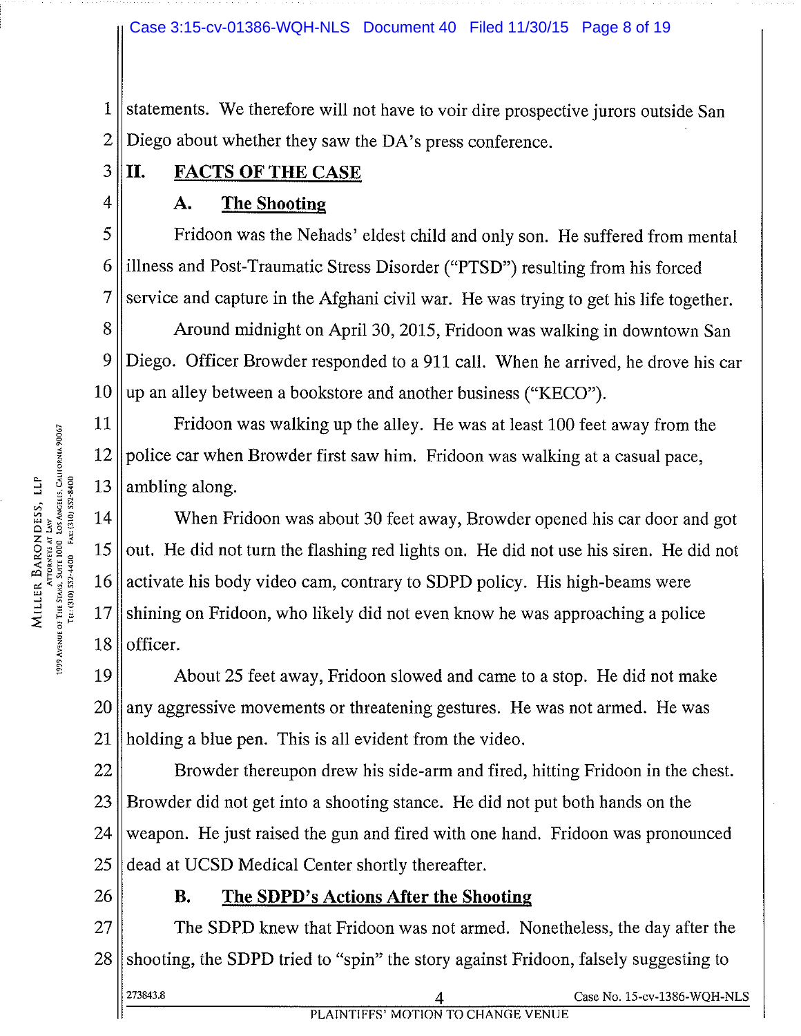statements. We therefore will not have to voir dire prospective jurors outside San Diego about whether they saw the DA's press conference.

## II. FACTS OF THE CASE

### A. The Shooting

Fridoon was the Nehads' eldest child and only son. He suffered from mental illness and Post-Traumatic Stress Disorder ("PTSD") resulting from his forced service and capture in the Afghani civil war. He was trying to get his life together.

Around midnight on April 30, 2015, Fridoon was walking in downtown San Diego. Officer Browder responded to a 911 call. When he arrived, he drove his car up an alley between a bookstore and another business ("KECO").

Fridoon was walking up the alley. He was at least 100 feet away from the police car when Browder first saw him. Fridoon was walking at a casual pace, ambling along.

When Fridoon was about 30 feet away, Browder opened his car door and got out. He did not turn the flashing red lights on. He did not use his siren. He did not activate his body video cam, contrary to SDPD policy. His high-beams were shining on Fridoon, who likely did not even know he was approaching a police officer.

About 25 feet away, Fridoon slowed and came to a stop. He did not make any aggressive movements or threatening gestures. He was not armed. He was holding a blue pen. This is all evident from the video.

Browder thereupon drew his side-arm and fired, hitting Fridoon in the chest. Browder did not get into a shooting stance. He did not put both hands on the weapon. He just raised the gun and fired with one hand. Fridoon was pronounced dead at UCSD Medical Center shortly thereafter.

### B. The SDPD's Actions After the Shooting

The SDPD knew that Fridoon was not armed. Nonetheless, the day after the shooting, the SDPD tried to "spin" the story against Fridoon, falsely suggesting to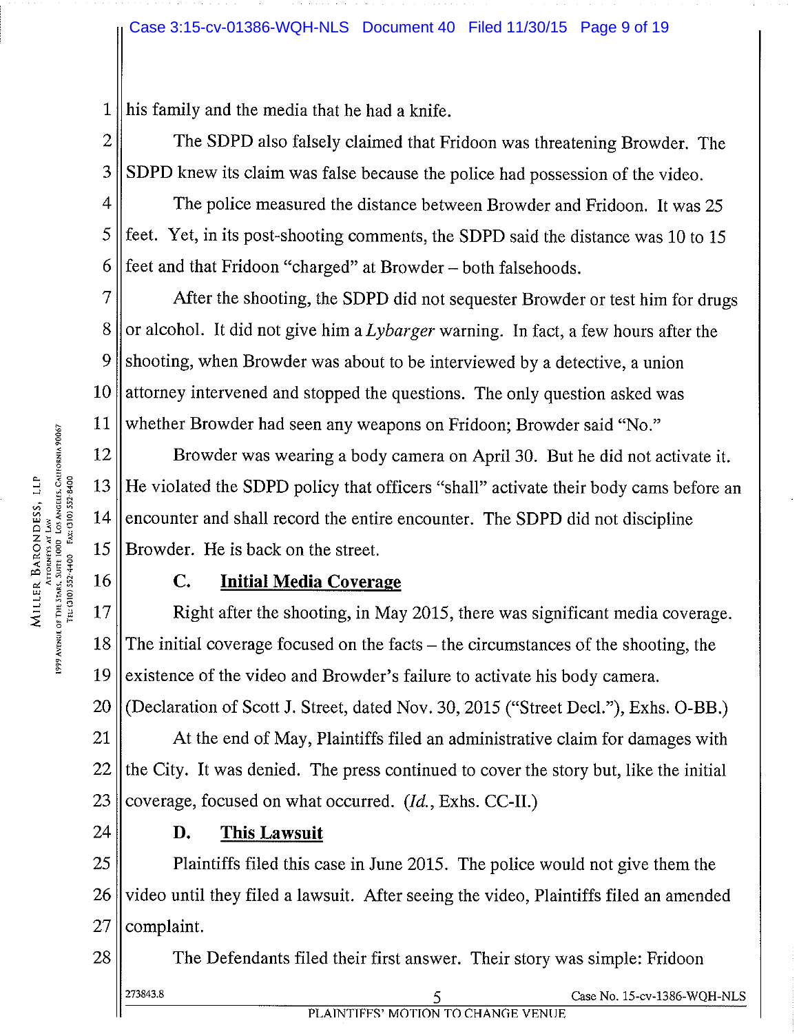his family and the media that he had a knife.

The SDPD also falsely claimed that Fridoon was threatening Browder. The SDPD knew its claim was false because the police had possession of the video.

The police measured the distance between Browder and Fridoon. It was 25 feet. Yet, in its post-shooting comments, the SDPD said the distance was 10 to 15 feet and that Fridoon "charged" at Browder – both falsehoods.

After the shooting, the SDPD did not sequester Browder or test him for drugs or alcohol. It did not give him a *Lybarger* warning. In fact, a few hours after the shooting, when Browder was about to be interviewed by a detective, a union attorney intervened and stopped the questions. The only question asked was whether Browder had seen any weapons on Fridoon; Browder said "No."

Browder was wearing a body camera on April 30. But he did not activate it. He violated the SDPD policy that officers "shall" activate their body cams before an encounter and shall record the entire encounter. The SDPD did not discipline Browder. He is back on the street.

### C. Initial Media Coverage

Right after the shooting, in May 2015, there was significant media coverage. The initial coverage focused on the facts – the circumstances of the shooting, the existence of the video and Browder's failure to activate his body camera. (Declaration of Scott J. Street, dated Nov. 30, 2015 ("Street Decl."), Exhs. O-BB.)

At the end of May, Plaintiffs filed an administrative claim for damages with the City. It was denied. The press continued to cover the story but, like the initial coverage, focused on what occurred. (*Id.*, Exhs. CC-II.)

### D. This Lawsuit

Plaintiffs filed this case in June 2015. The police would not give them the video until they filed a lawsuit. After seeing the video, Plaintiffs filed an amended complaint.

The Defendants filed their first answer. Their story was simple: Fridoon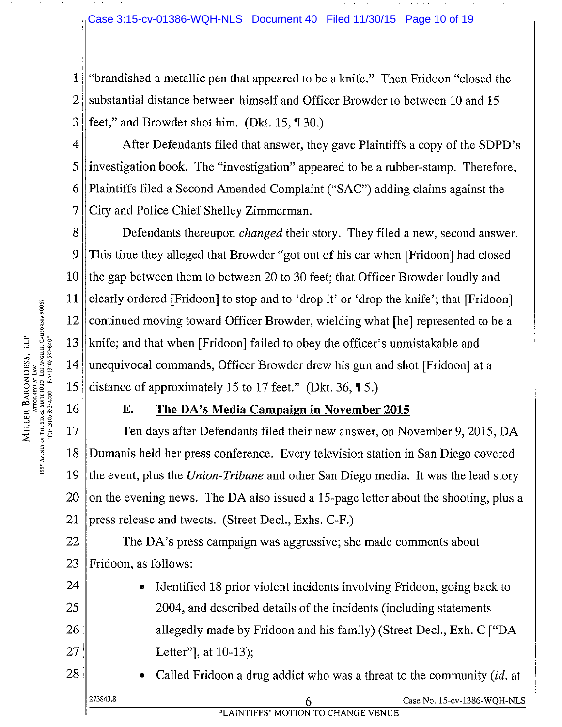"brandished a metallic pen that appeared to be a knife." Then Fridoon "closed the substantial distance between himself and Officer Browder to between 10 and 15 feet," and Browder shot him. (Dkt. 15, ¶ 30.)

After Defendants filed that answer, they gave Plaintiffs a copy of the SDPD's investigation book. The "investigation" appeared to be a rubber-stamp. Therefore, Plaintiffs filed a Second Amended Complaint ("SAC") adding claims against the City and Police Chief Shelley Zimmerman.

Defendants thereupon *changed* their story. They filed a new, second answer. This time they alleged that Browder "got out of his car when [Fridoon] had closed the gap between them to between 20 to 30 feet; that Officer Browder loudly and clearly ordered [Fridoon] to stop and to 'drop it' or 'drop the knife'; that [Fridoon] continued moving toward Officer Browder, wielding what [he] represented to be a knife; and that when [Fridoon] failed to obey the officer's unmistakable and unequivocal commands, Officer Browder drew his gun and shot [Fridoon] at a distance of approximately 15 to 17 feet." (Dkt. 36, ¶ 5.)

### E. The DA's Media Campaign in November 2015

Ten days after Defendants filed their new answer, on November 9, 2015, DA Dumanis held her press conference. Every television station in San Diego covered the event, plus the *Union-Tribune* and other San Diego media. It was the lead story on the evening news. The DA also issued a 15-page letter about the shooting, plus a press release and tweets. (Street Decl., Exhs. C-F.)

The DA's press campaign was aggressive; she made comments about Fridoon, as follows:

- Identified 18 prior violent incidents involving Fridoon, going back to 2004, and described details of the incidents (including statements allegedly made by Fridoon and his family) (Street Decl., Exh. C ["DA Letter"], at 10-13);
- Called Fridoon a drug addict who was a threat to the community (*id.* at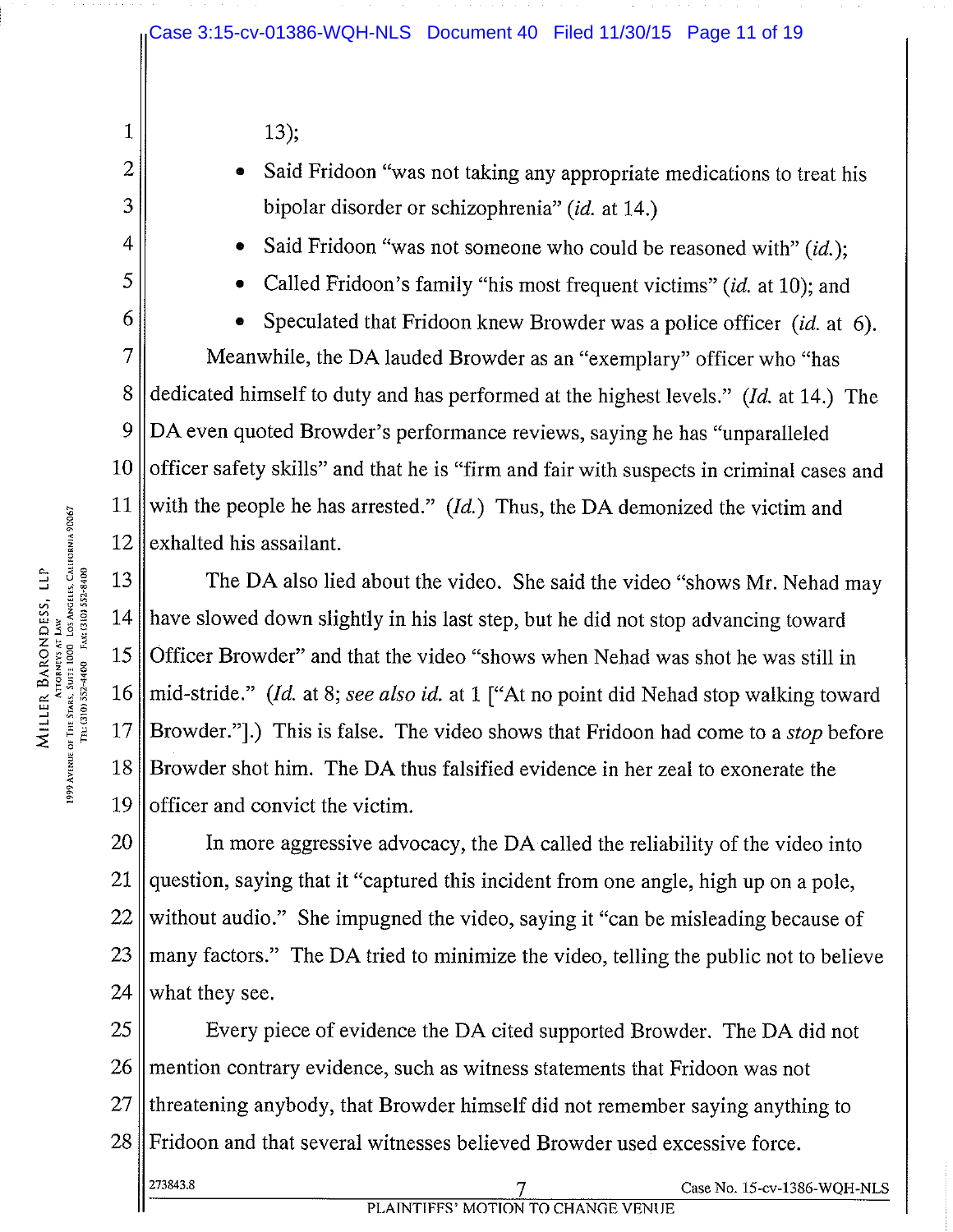13);

- Said Fridoon "was not taking any appropriate medications to treat his bipolar disorder or schizophrenia" (*id.* at 14.)
- Said Fridoon "was not someone who could be reasoned with" (*id.*);
- Called Fridoon's family "his most frequent victims" (*id.* at 10); and
- Speculated that Fridoon knew Browder was a police officer (*id.* at 6).

Meanwhile, the DA lauded Browder as an "exemplary" officer who "has dedicated himself to duty and has performed at the highest levels." (*Id.* at 14.) The DA even quoted Browder's performance reviews, saying he has "unparalleled officer safety skills" and that he is "firm and fair with suspects in criminal cases and with the people he has arrested." (*Id.*) Thus, the DA demonized the victim and exhalted his assailant.

The DA also lied about the video. She said the video "shows Mr. Nehad may have slowed down slightly in his last step, but he did not stop advancing toward Officer Browder" and that the video "shows when Nehad was shot he was still in mid-stride." (*Id.* at 8; *see also id.* at 1 ["At no point did Nehad stop walking toward Browder."].) This is false. The video shows that Fridoon had come to a *stop* before Browder shot him. The DA thus falsified evidence in her zeal to exonerate the officer and convict the victim.

In more aggressive advocacy, the DA called the reliability of the video into question, saying that it "captured this incident from one angle, high up on a pole, without audio." She impugned the video, saying it "can be misleading because of many factors." The DA tried to minimize the video, telling the public not to believe what they see.

Every piece of evidence the DA cited supported Browder. The DA did not mention contrary evidence, such as witness statements that Fridoon was not threatening anybody, that Browder himself did not remember saying anything to Fridoon and that several witnesses believed Browder used excessive force.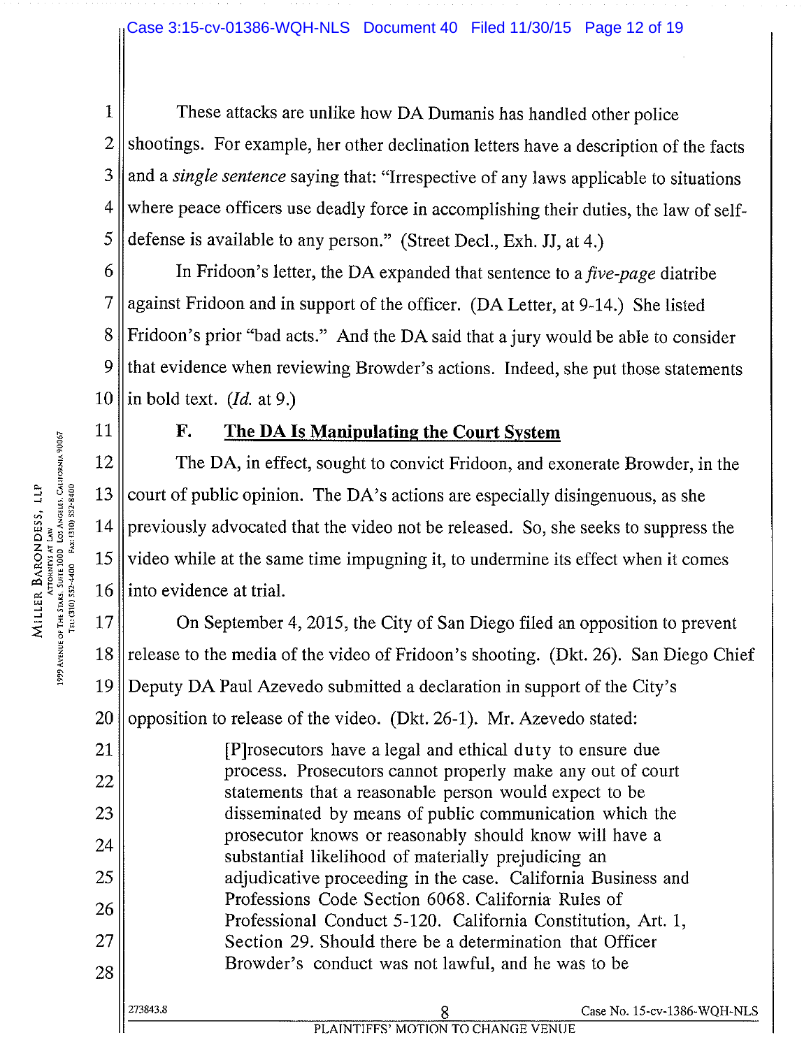These attacks are unlike how DA Dumanis has handled other police shootings. For example, her other declination letters have a description of the facts and a *single sentence* saying that: "Irrespective of any laws applicable to situations where peace officers use deadly force in accomplishing their duties, the law of self-defense is available to any person." (Street Decl., Exh. JJ, at 4.)

In Fridoon's letter, the DA expanded that sentence to a *five-page* diatribe against Fridoon and in support of the officer. (DA Letter, at 9-14.) She listed Fridoon's prior "bad acts." And the DA said that a jury would be able to consider that evidence when reviewing Browder's actions. Indeed, she put those statements in bold text. (*Id.* at 9.)

### F. The DA Is Manipulating the Court System

The DA, in effect, sought to convict Fridoon, and exonerate Browder, in the court of public opinion. The DA's actions are especially disingenuous, as she previously advocated that the video not be released. So, she seeks to suppress the video while at the same time impugning it, to undermine its effect when it comes into evidence at trial.

On September 4, 2015, the City of San Diego filed an opposition to prevent release to the media of the video of Fridoon's shooting. (Dkt. 26). San Diego Chief Deputy DA Paul Azevedo submitted a declaration in support of the City's opposition to release of the video. (Dkt. 26-1). Mr. Azevedo stated:

> [P]rosecutors have a legal and ethical duty to ensure due process. Prosecutors cannot properly make any out of court statements that a reasonable person would expect to be disseminated by means of public communication which the prosecutor knows or reasonably should know will have a substantial likelihood of materially prejudicing an adjudicative proceeding in the case. California Business and Professions Code Section 6068. California Rules of Professional Conduct 5-120. California Constitution, Art. 1, Section 29. Should there be a determination that Officer Browder's conduct was not lawful, and he was to be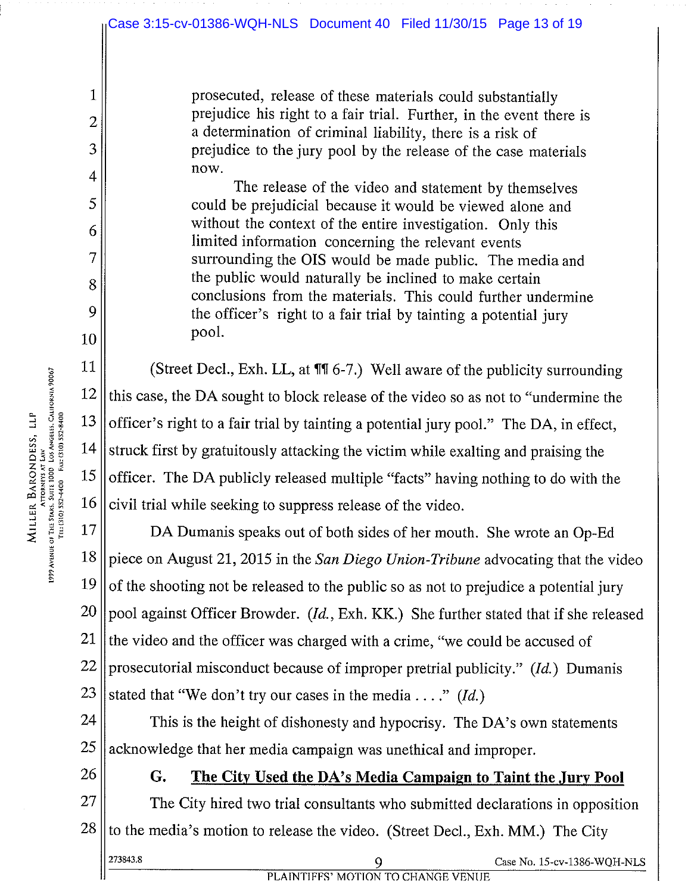> prosecuted, release of these materials could substantially prejudice his right to a fair trial. Further, in the event there is a determination of criminal liability, there is a risk of prejudice to the jury pool by the release of the case materials now.
>
> The release of the video and statement by themselves could be prejudicial because it would be viewed alone and without the context of the entire investigation. Only this limited information concerning the relevant events surrounding the OIS would be made public. The media and the public would naturally be inclined to make certain conclusions from the materials. This could further undermine the officer's right to a fair trial by tainting a potential jury pool.

(Street Decl., Exh. LL, at ¶¶ 6-7.) Well aware of the publicity surrounding this case, the DA sought to block release of the video so as not to "undermine the officer's right to a fair trial by tainting a potential jury pool." The DA, in effect, struck first by gratuitously attacking the victim while exalting and praising the officer. The DA publicly released multiple "facts" having nothing to do with the civil trial while seeking to suppress release of the video.

DA Dumanis speaks out of both sides of her mouth. She wrote an Op-Ed piece on August 21, 2015 in the *San Diego Union-Tribune* advocating that the video of the shooting not be released to the public so as not to prejudice a potential jury pool against Officer Browder. (*Id.*, Exh. KK.) She further stated that if she released the video and the officer was charged with a crime, "we could be accused of prosecutorial misconduct because of improper pretrial publicity." (*Id.*) Dumanis stated that "We don't try our cases in the media . . . ." (*Id.*)

This is the height of dishonesty and hypocrisy. The DA's own statements acknowledge that her media campaign was unethical and improper.

**G. <u>The City Used the DA's Media Campaign to Taint the Jury Pool</u>**

The City hired two trial consultants who submitted declarations in opposition to the media's motion to release the video. (Street Decl., Exh. MM.) The City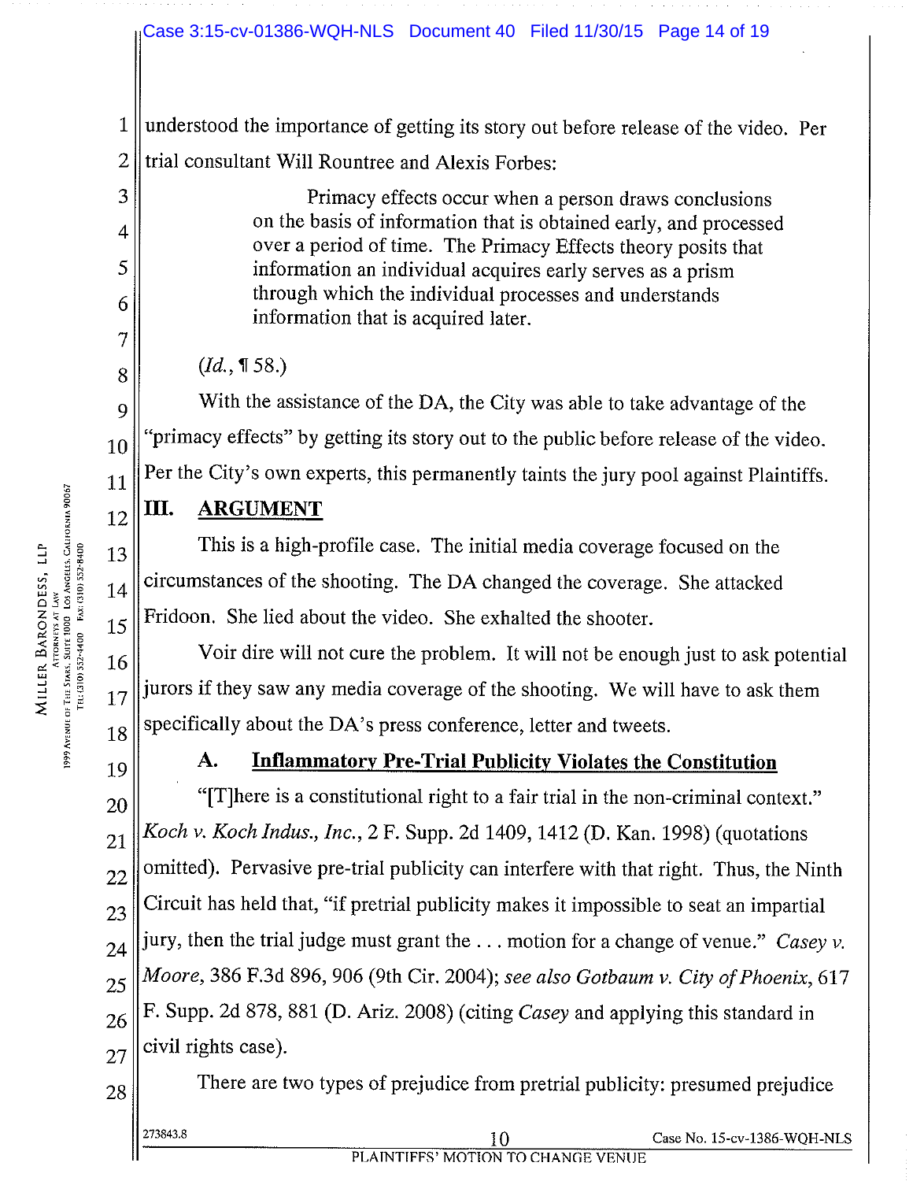understood the importance of getting its story out before release of the video. Per trial consultant Will Rountree and Alexis Forbes:

> Primacy effects occur when a person draws conclusions on the basis of information that is obtained early, and processed over a period of time. The Primacy Effects theory posits that information an individual acquires early serves as a prism through which the individual processes and understands information that is acquired later.

(*Id.*, ¶ 58.)

With the assistance of the DA, the City was able to take advantage of the "primacy effects" by getting its story out to the public before release of the video. Per the City's own experts, this permanently taints the jury pool against Plaintiffs.

## III. ARGUMENT

This is a high-profile case. The initial media coverage focused on the circumstances of the shooting. The DA changed the coverage. She attacked Fridoon. She lied about the video. She exhalted the shooter.

Voir dire will not cure the problem. It will not be enough just to ask potential jurors if they saw any media coverage of the shooting. We will have to ask them specifically about the DA's press conference, letter and tweets.

### A. Inflammatory Pre-Trial Publicity Violates the Constitution

"[T]here is a constitutional right to a fair trial in the non-criminal context." *Koch v. Koch Indus., Inc.*, 2 F. Supp. 2d 1409, 1412 (D. Kan. 1998) (quotations omitted). Pervasive pre-trial publicity can interfere with that right. Thus, the Ninth Circuit has held that, "if pretrial publicity makes it impossible to seat an impartial jury, then the trial judge must grant the . . . motion for a change of venue." *Casey v. Moore*, 386 F.3d 896, 906 (9th Cir. 2004); *see also Gotbaum v. City of Phoenix*, 617 F. Supp. 2d 878, 881 (D. Ariz. 2008) (citing *Casey* and applying this standard in civil rights case).

There are two types of prejudice from pretrial publicity: presumed prejudice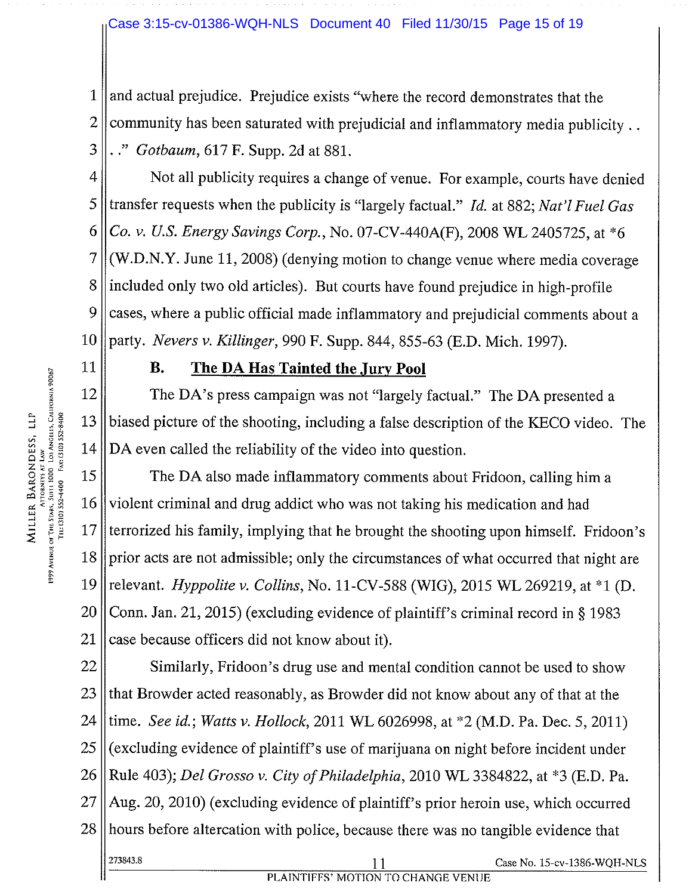and actual prejudice. Prejudice exists "where the record demonstrates that the community has been saturated with prejudicial and inflammatory media publicity . . . ." *Gotbaum*, 617 F. Supp. 2d at 881.

Not all publicity requires a change of venue. For example, courts have denied transfer requests when the publicity is "largely factual." *Id.* at 882; *Nat'l Fuel Gas Co. v. U.S. Energy Savings Corp.*, No. 07-CV-440A(F), 2008 WL 2405725, at *6 (W.D.N.Y. June 11, 2008) (denying motion to change venue where media coverage included only two old articles). But courts have found prejudice in high-profile cases, where a public official made inflammatory and prejudicial comments about a party. *Nevers v. Killinger*, 990 F. Supp. 844, 855-63 (E.D. Mich. 1997).

### B. The DA Has Tainted the Jury Pool

The DA's press campaign was not "largely factual." The DA presented a biased picture of the shooting, including a false description of the KECO video. The DA even called the reliability of the video into question.

The DA also made inflammatory comments about Fridoon, calling him a violent criminal and drug addict who was not taking his medication and had terrorized his family, implying that he brought the shooting upon himself. Fridoon's prior acts are not admissible; only the circumstances of what occurred that night are relevant. *Hyppolite v. Collins*, No. 11-CV-588 (WIG), 2015 WL 269219, at *1 (D. Conn. Jan. 21, 2015) (excluding evidence of plaintiff's criminal record in § 1983 case because officers did not know about it).

Similarly, Fridoon's drug use and mental condition cannot be used to show that Browder acted reasonably, as Browder did not know about any of that at the time. *See id.*; *Watts v. Hollock*, 2011 WL 6026998, at *2 (M.D. Pa. Dec. 5, 2011) (excluding evidence of plaintiff's use of marijuana on night before incident under Rule 403); *Del Grosso v. City of Philadelphia*, 2010 WL 3384822, at *3 (E.D. Pa. Aug. 20, 2010) (excluding evidence of plaintiff's prior heroin use, which occurred hours before altercation with police, because there was no tangible evidence that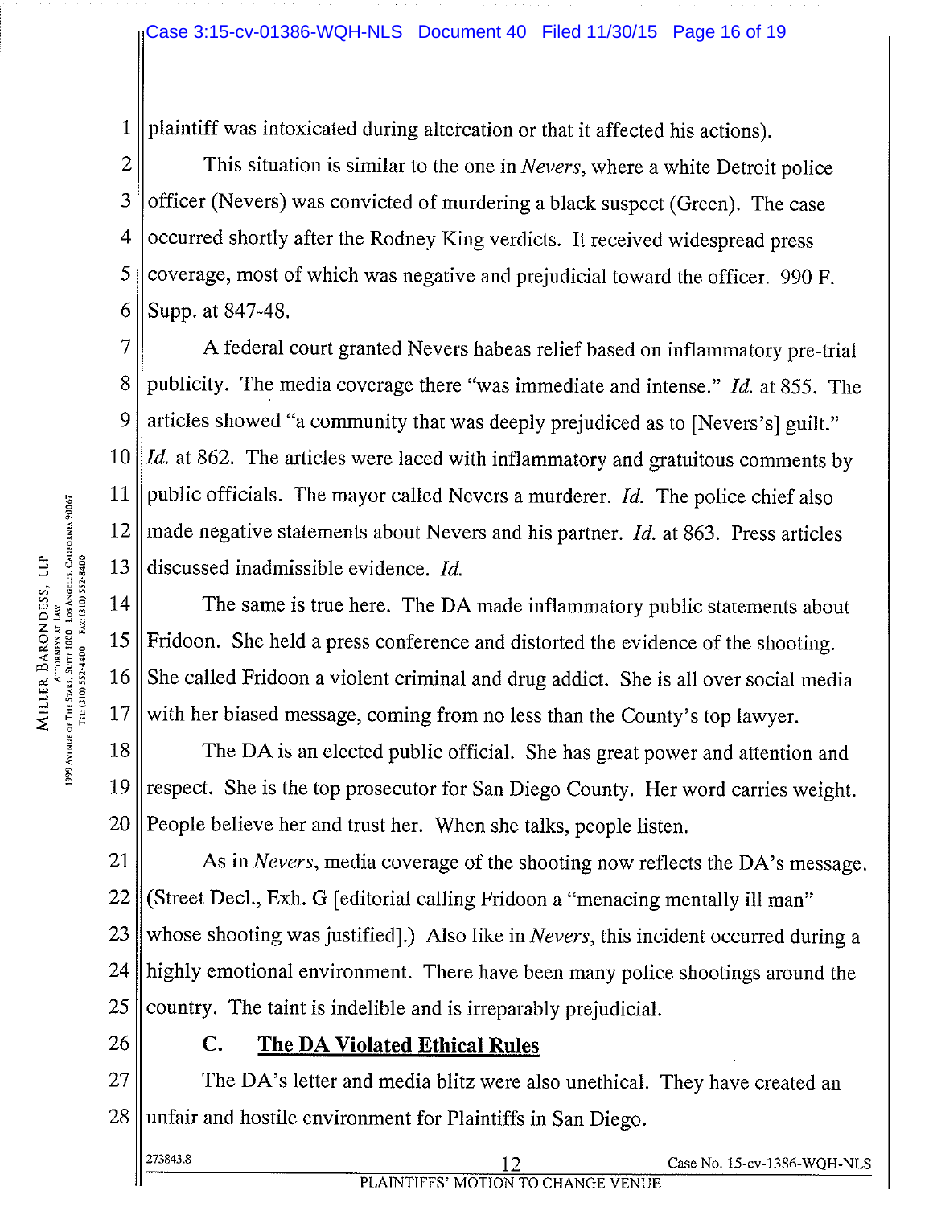plaintiff was intoxicated during altercation or that it affected his actions).

This situation is similar to the one in *Nevers*, where a white Detroit police officer (Nevers) was convicted of murdering a black suspect (Green). The case occurred shortly after the Rodney King verdicts. It received widespread press coverage, most of which was negative and prejudicial toward the officer. 990 F. Supp. at 847-48.

A federal court granted Nevers habeas relief based on inflammatory pre-trial publicity. The media coverage there "was immediate and intense." *Id.* at 855. The articles showed "a community that was deeply prejudiced as to [Nevers's] guilt." *Id.* at 862. The articles were laced with inflammatory and gratuitous comments by public officials. The mayor called Nevers a murderer. *Id.* The police chief also made negative statements about Nevers and his partner. *Id.* at 863. Press articles discussed inadmissible evidence. *Id.*

The same is true here. The DA made inflammatory public statements about Fridoon. She held a press conference and distorted the evidence of the shooting. She called Fridoon a violent criminal and drug addict. She is all over social media with her biased message, coming from no less than the County's top lawyer.

The DA is an elected public official. She has great power and attention and respect. She is the top prosecutor for San Diego County. Her word carries weight. People believe her and trust her. When she talks, people listen.

As in *Nevers*, media coverage of the shooting now reflects the DA's message. (Street Decl., Exh. G [editorial calling Fridoon a "menacing mentally ill man" whose shooting was justified].) Also like in *Nevers*, this incident occurred during a highly emotional environment. There have been many police shootings around the country. The taint is indelible and is irreparably prejudicial.

### C. **The DA Violated Ethical Rules**

The DA's letter and media blitz were also unethical. They have created an unfair and hostile environment for Plaintiffs in San Diego.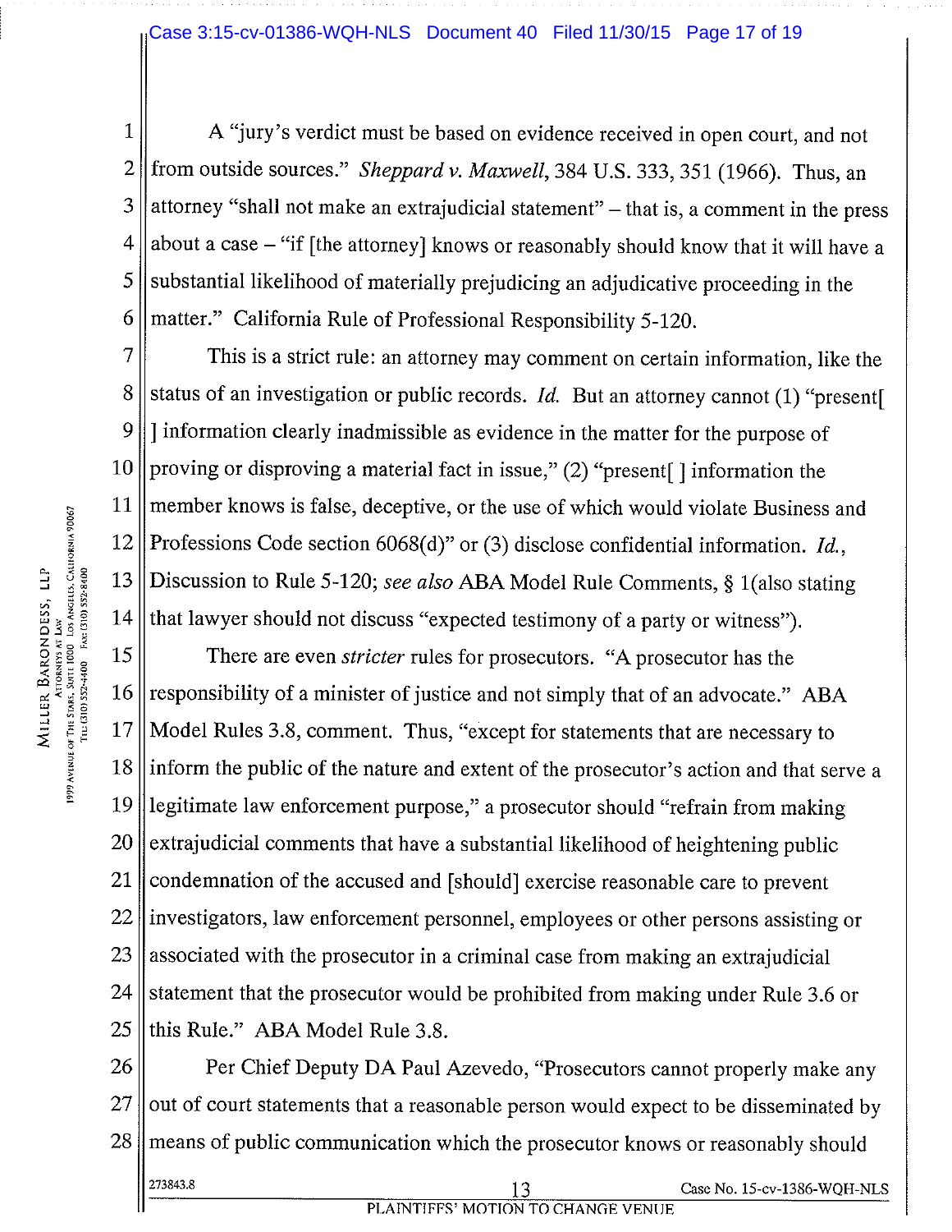A "jury's verdict must be based on evidence received in open court, and not from outside sources." *Sheppard v. Maxwell*, 384 U.S. 333, 351 (1966). Thus, an attorney "shall not make an extrajudicial statement" – that is, a comment in the press about a case – "if [the attorney] knows or reasonably should know that it will have a substantial likelihood of materially prejudicing an adjudicative proceeding in the matter." California Rule of Professional Responsibility 5-120.

This is a strict rule: an attorney may comment on certain information, like the status of an investigation or public records. *Id.* But an attorney cannot (1) "present[ ] information clearly inadmissible as evidence in the matter for the purpose of proving or disproving a material fact in issue," (2) "present[ ] information the member knows is false, deceptive, or the use of which would violate Business and Professions Code section 6068(d)" or (3) disclose confidential information. *Id.*, Discussion to Rule 5-120; *see also* ABA Model Rule Comments, § 1(also stating that lawyer should not discuss "expected testimony of a party or witness").

There are even *stricter* rules for prosecutors. "A prosecutor has the responsibility of a minister of justice and not simply that of an advocate." ABA Model Rules 3.8, comment. Thus, "except for statements that are necessary to inform the public of the nature and extent of the prosecutor's action and that serve a legitimate law enforcement purpose," a prosecutor should "refrain from making extrajudicial comments that have a substantial likelihood of heightening public condemnation of the accused and [should] exercise reasonable care to prevent investigators, law enforcement personnel, employees or other persons assisting or associated with the prosecutor in a criminal case from making an extrajudicial statement that the prosecutor would be prohibited from making under Rule 3.6 or this Rule." ABA Model Rule 3.8.

Per Chief Deputy DA Paul Azevedo, "Prosecutors cannot properly make any out of court statements that a reasonable person would expect to be disseminated by means of public communication which the prosecutor knows or reasonably should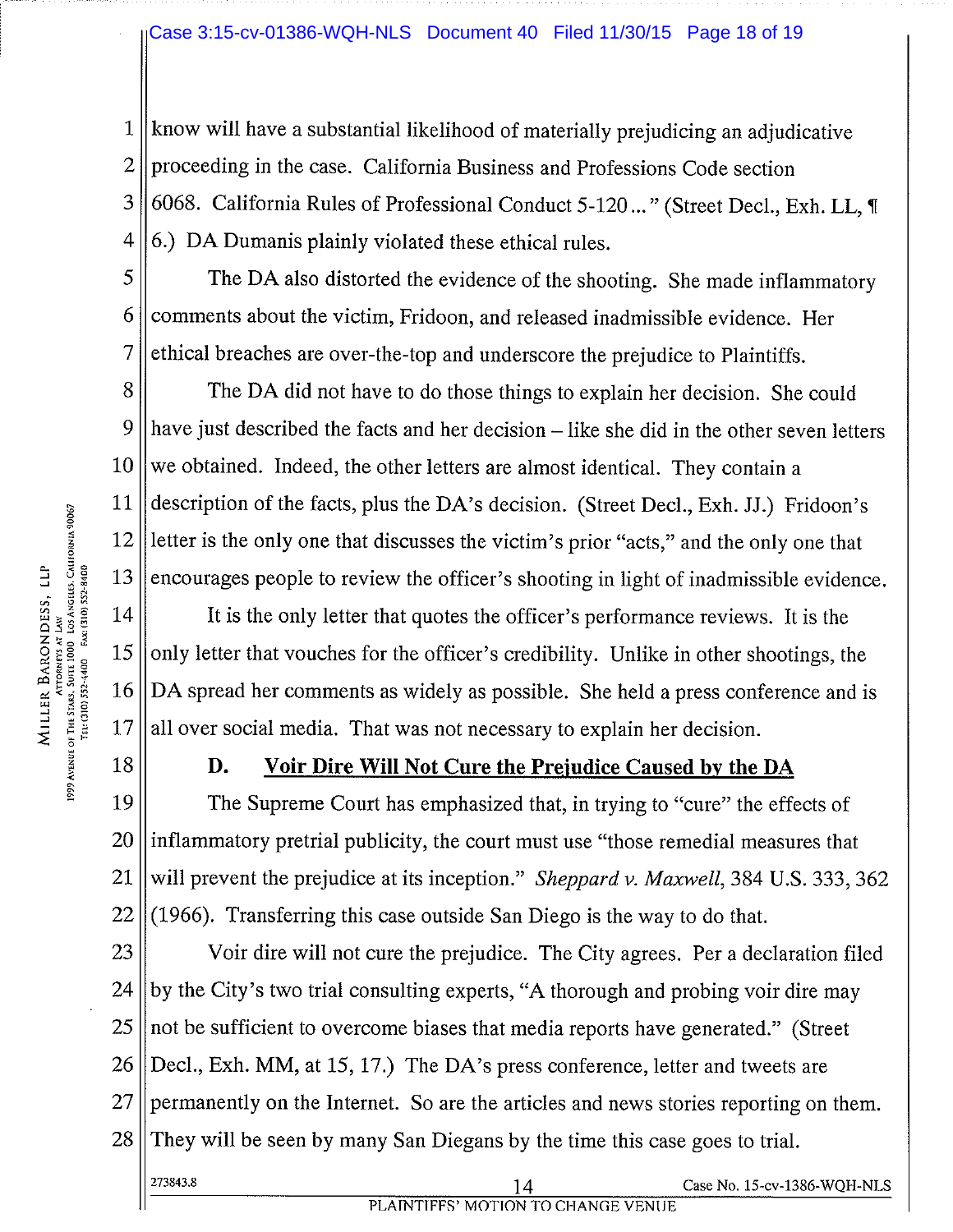know will have a substantial likelihood of materially prejudicing an adjudicative proceeding in the case. California Business and Professions Code section 6068. California Rules of Professional Conduct 5-120 ... " (Street Decl., Exh. LL, ¶ 6.) DA Dumanis plainly violated these ethical rules.

The DA also distorted the evidence of the shooting. She made inflammatory comments about the victim, Fridoon, and released inadmissible evidence. Her ethical breaches are over-the-top and underscore the prejudice to Plaintiffs.

The DA did not have to do those things to explain her decision. She could have just described the facts and her decision – like she did in the other seven letters we obtained. Indeed, the other letters are almost identical. They contain a description of the facts, plus the DA's decision. (Street Decl., Exh. JJ.) Fridoon's letter is the only one that discusses the victim's prior "acts," and the only one that encourages people to review the officer's shooting in light of inadmissible evidence.

It is the only letter that quotes the officer's performance reviews. It is the only letter that vouches for the officer's credibility. Unlike in other shootings, the DA spread her comments as widely as possible. She held a press conference and is all over social media. That was not necessary to explain her decision.

### D. Voir Dire Will Not Cure the Prejudice Caused by the DA

The Supreme Court has emphasized that, in trying to "cure" the effects of inflammatory pretrial publicity, the court must use "those remedial measures that will prevent the prejudice at its inception." *Sheppard v. Maxwell*, 384 U.S. 333, 362 (1966). Transferring this case outside San Diego is the way to do that.

Voir dire will not cure the prejudice. The City agrees. Per a declaration filed by the City's two trial consulting experts, "A thorough and probing voir dire may not be sufficient to overcome biases that media reports have generated." (Street Decl., Exh. MM, at 15, 17.) The DA's press conference, letter and tweets are permanently on the Internet. So are the articles and news stories reporting on them. They will be seen by many San Diegans by the time this case goes to trial.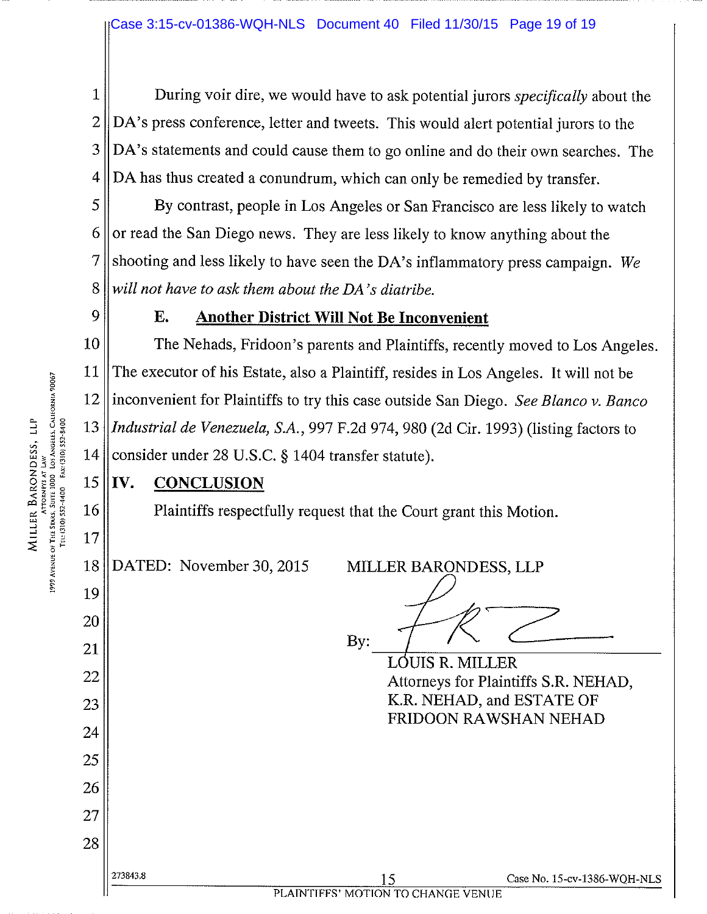During voir dire, we would have to ask potential jurors *specifically* about the DA's press conference, letter and tweets. This would alert potential jurors to the DA's statements and could cause them to go online and do their own searches. The DA has thus created a conundrum, which can only be remedied by transfer.

By contrast, people in Los Angeles or San Francisco are less likely to watch or read the San Diego news. They are less likely to know anything about the shooting and less likely to have seen the DA's inflammatory press campaign. *We will not have to ask them about the DA's diatribe.*

### E. Another District Will Not Be Inconvenient

The Nehads, Fridoon's parents and Plaintiffs, recently moved to Los Angeles. The executor of his Estate, also a Plaintiff, resides in Los Angeles. It will not be inconvenient for Plaintiffs to try this case outside San Diego. *See Blanco v. Banco Industrial de Venezuela, S.A.*, 997 F.2d 974, 980 (2d Cir. 1993) (listing factors to consider under 28 U.S.C. § 1404 transfer statute).

## IV. CONCLUSION

Plaintiffs respectfully request that the Court grant this Motion.

DATED: November 30, 2015

MILLER BARONDESS, LLP

By: ______________________

LOUIS R. MILLER
Attorneys for Plaintiffs S.R. NEHAD, K.R. NEHAD, and ESTATE OF FRIDOON RAWSHAN NEHAD